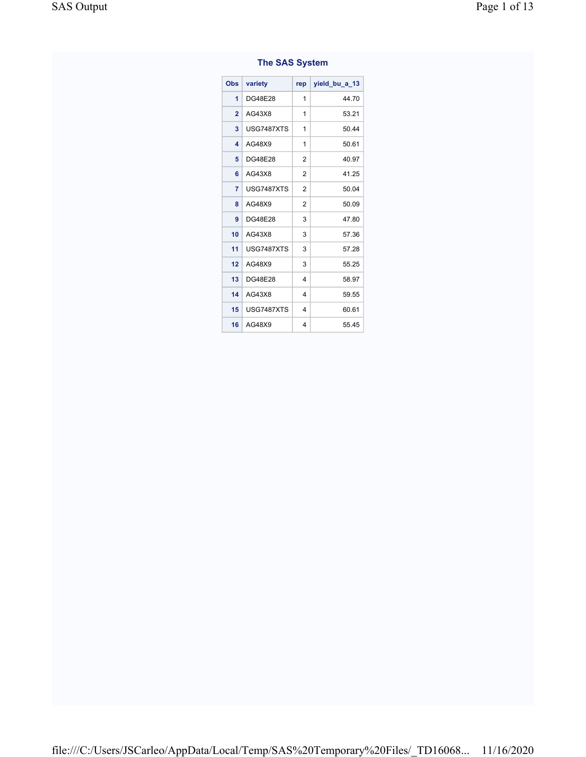## The SAS System

| Obs | variety | rep | yield_bu_a_13 |
|---|---|---|---|
| 1 | DG48E28 | 1 | 44.70 |
| 2 | AG43X8 | 1 | 53.21 |
| 3 | USG7487XTS | 1 | 50.44 |
| 4 | AG48X9 | 1 | 50.61 |
| 5 | DG48E28 | 2 | 40.97 |
| 6 | AG43X8 | 2 | 41.25 |
| 7 | USG7487XTS | 2 | 50.04 |
| 8 | AG48X9 | 2 | 50.09 |
| 9 | DG48E28 | 3 | 47.80 |
| 10 | AG43X8 | 3 | 57.36 |
| 11 | USG7487XTS | 3 | 57.28 |
| 12 | AG48X9 | 3 | 55.25 |
| 13 | DG48E28 | 4 | 58.97 |
| 14 | AG43X8 | 4 | 59.55 |
| 15 | USG7487XTS | 4 | 60.61 |
| 16 | AG48X9 | 4 | 55.45 |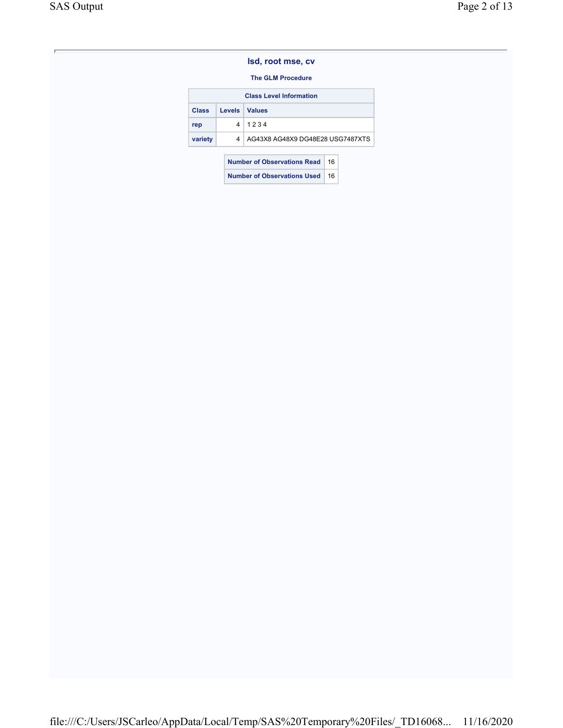# lsd, root mse, cv

### The GLM Procedure

| Class Level Information | | |
|---|---|---|
| **Class** | **Levels** | **Values** |
| rep | 4 | 1 2 3 4 |
| variety | 4 | AG43X8 AG48X9 DG48E28 USG7487XTS |

| | |
|---|---|
| Number of Observations Read | 16 |
| Number of Observations Used | 16 |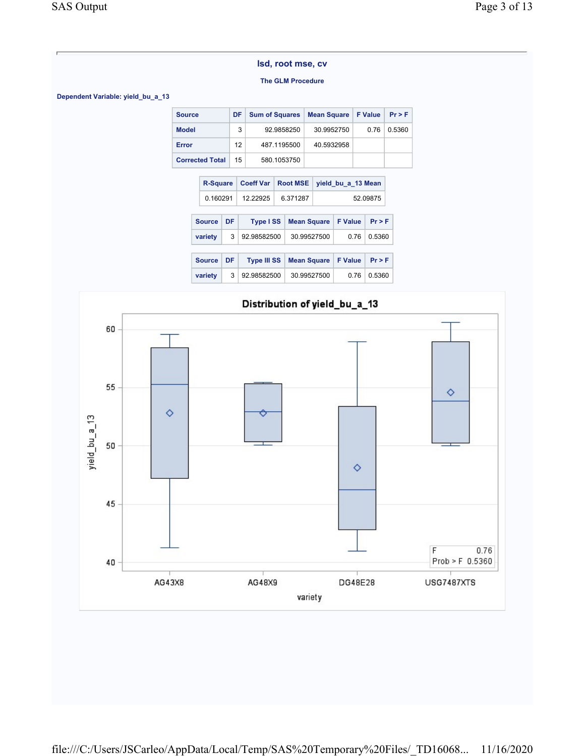## lsd, root mse, cv

### The GLM Procedure

**Dependent Variable: yield_bu_a_13**

| Source | DF | Sum of Squares | Mean Square | F Value | Pr > F |
|---|---|---|---|---|---|
| Model | 3 | 92.9858250 | 30.9952750 | 0.76 | 0.5360 |
| Error | 12 | 487.1195500 | 40.5932958 | | |
| Corrected Total | 15 | 580.1053750 | | | |

| R-Square | Coeff Var | Root MSE | yield_bu_a_13 Mean |
|---|---|---|---|
| 0.160291 | 12.22925 | 6.371287 | 52.09875 |

| Source | DF | Type I SS | Mean Square | F Value | Pr > F |
|---|---|---|---|---|---|
| variety | 3 | 92.98582500 | 30.99527500 | 0.76 | 0.5360 |

| Source | DF | Type III SS | Mean Square | F Value | Pr > F |
|---|---|---|---|---|---|
| variety | 3 | 92.98582500 | 30.99527500 | 0.76 | 0.5360 |

Distribution of yield_bu_a_13

yield_bu_a_13

60

55

50

45

40

AG43X8

AG48X9

DG48E28

USG7487XTS

variety

F 0.76

Prob > F 0.5360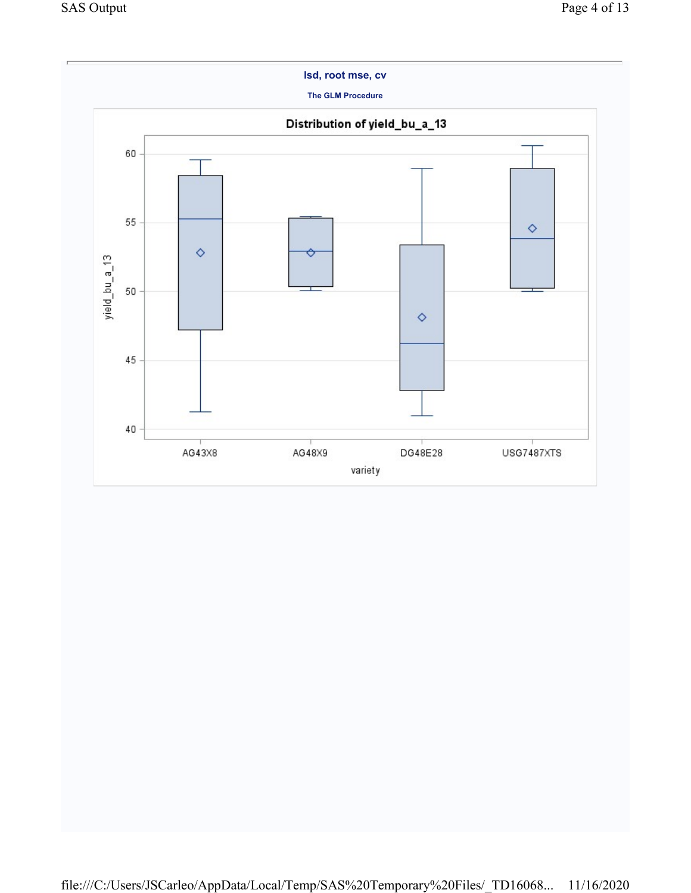**lsd, root mse, cv**

**The GLM Procedure**

**Distribution of yield_bu_a_13**

60
55
50
45
40

yield_bu_a_13

AG43X8
AG48X9
DG48E28
USG7487XTS

variety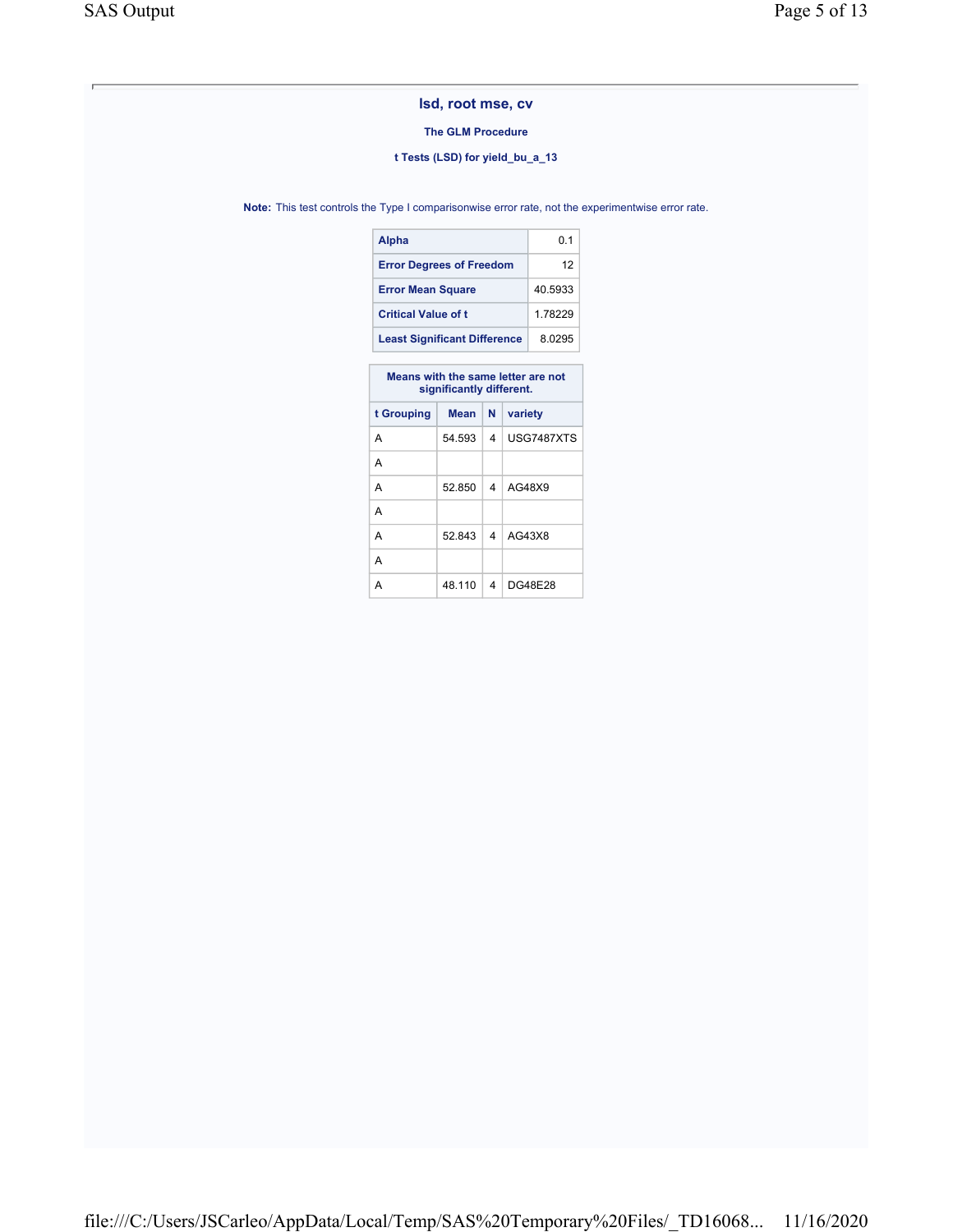# lsd, root mse, cv

### The GLM Procedure

### t Tests (LSD) for yield_bu_a_13

**Note:** This test controls the Type I comparisonwise error rate, not the experimentwise error rate.

| | |
|---|---|
| **Alpha** | 0.1 |
| **Error Degrees of Freedom** | 12 |
| **Error Mean Square** | 40.5933 |
| **Critical Value of t** | 1.78229 |
| **Least Significant Difference** | 8.0295 |

**Means with the same letter are not significantly different.**

| t Grouping | Mean | N | variety |
|---|---|---|---|
| A | 54.593 | 4 | USG7487XTS |
| A | | | |
| A | 52.850 | 4 | AG48X9 |
| A | | | |
| A | 52.843 | 4 | AG43X8 |
| A | | | |
| A | 48.110 | 4 | DG48E28 |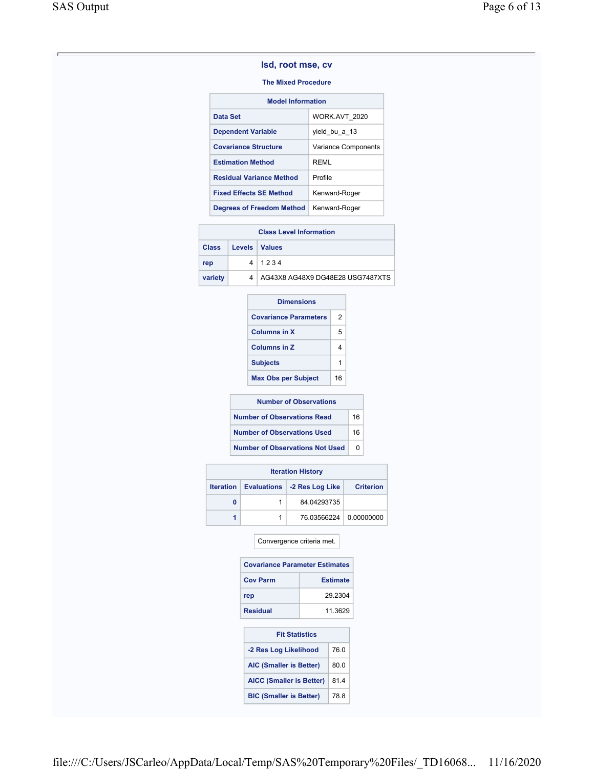## lsd, root mse, cv

### The Mixed Procedure

| Model Information | |
|---|---|
| **Data Set** | WORK.AVT_2020 |
| **Dependent Variable** | yield_bu_a_13 |
| **Covariance Structure** | Variance Components |
| **Estimation Method** | REML |
| **Residual Variance Method** | Profile |
| **Fixed Effects SE Method** | Kenward-Roger |
| **Degrees of Freedom Method** | Kenward-Roger |

| Class Level Information | | |
|---|---|---|
| **Class** | **Levels** | **Values** |
| **rep** | 4 | 1 2 3 4 |
| **variety** | 4 | AG43X8 AG48X9 DG48E28 USG7487XTS |

| Dimensions | |
|---|---|
| **Covariance Parameters** | 2 |
| **Columns in X** | 5 |
| **Columns in Z** | 4 |
| **Subjects** | 1 |
| **Max Obs per Subject** | 16 |

| Number of Observations | |
|---|---|
| **Number of Observations Read** | 16 |
| **Number of Observations Used** | 16 |
| **Number of Observations Not Used** | 0 |

| Iteration History | | | |
|---|---|---|---|
| **Iteration** | **Evaluations** | **-2 Res Log Like** | **Criterion** |
| 0 | 1 | 84.04293735 | |
| 1 | 1 | 76.03566224 | 0.00000000 |

Convergence criteria met.

| Covariance Parameter Estimates | |
|---|---|
| **Cov Parm** | **Estimate** |
| **rep** | 29.2304 |
| **Residual** | 11.3629 |

| Fit Statistics | |
|---|---|
| **-2 Res Log Likelihood** | 76.0 |
| **AIC (Smaller is Better)** | 80.0 |
| **AICC (Smaller is Better)** | 81.4 |
| **BIC (Smaller is Better)** | 78.8 |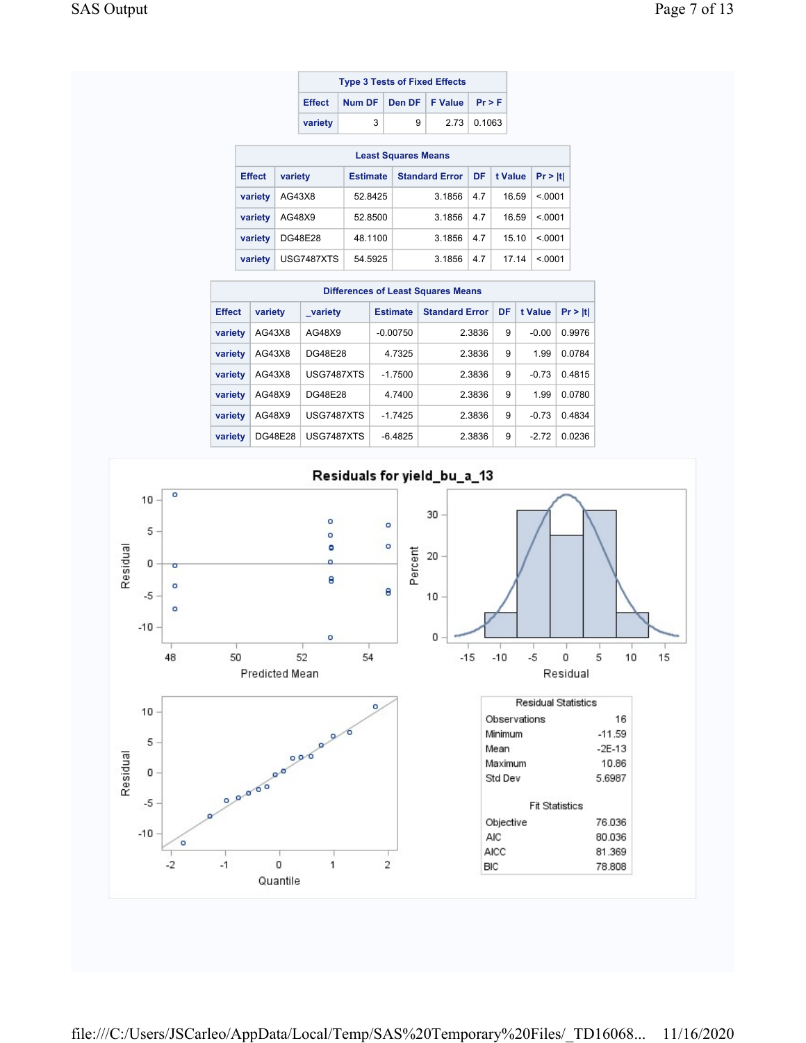| Type 3 Tests of Fixed Effects | | | | |
|---|---|---|---|---|
| Effect | Num DF | Den DF | F Value | Pr > F |
| variety | 3 | 9 | 2.73 | 0.1063 |

| Least Squares Means | | | | | | |
|---|---|---|---|---|---|---|
| Effect | variety | Estimate | Standard Error | DF | t Value | Pr > \|t\| |
| variety | AG43X8 | 52.8425 | 3.1856 | 4.7 | 16.59 | <.0001 |
| variety | AG48X9 | 52.8500 | 3.1856 | 4.7 | 16.59 | <.0001 |
| variety | DG48E28 | 48.1100 | 3.1856 | 4.7 | 15.10 | <.0001 |
| variety | USG7487XTS | 54.5925 | 3.1856 | 4.7 | 17.14 | <.0001 |

| Differences of Least Squares Means | | | | | | | |
|---|---|---|---|---|---|---|---|
| Effect | variety | _variety | Estimate | Standard Error | DF | t Value | Pr > \|t\| |
| variety | AG43X8 | AG48X9 | -0.00750 | 2.3836 | 9 | -0.00 | 0.9976 |
| variety | AG43X8 | DG48E28 | 4.7325 | 2.3836 | 9 | 1.99 | 0.0784 |
| variety | AG43X8 | USG7487XTS | -1.7500 | 2.3836 | 9 | -0.73 | 0.4815 |
| variety | AG48X9 | DG48E28 | 4.7400 | 2.3836 | 9 | 1.99 | 0.0780 |
| variety | AG48X9 | USG7487XTS | -1.7425 | 2.3836 | 9 | -0.73 | 0.4834 |
| variety | DG48E28 | USG7487XTS | -6.4825 | 2.3836 | 9 | -2.72 | 0.0236 |

Residuals for yield_bu_a_13

Residual
10
5
0
-5
-10
48 50 52 54
Predicted Mean

Percent
30
20
10
0
-15 -10 -5 0 5 10 15
Residual

Residual
10
5
0
-5
-10
-2 -1 0 1 2
Quantile

| Residual Statistics | |
|---|---|
| Observations | 16 |
| Minimum | -11.59 |
| Mean | -2E-13 |
| Maximum | 10.86 |
| Std Dev | 5.6987 |

| Fit Statistics | |
|---|---|
| Objective | 76.036 |
| AIC | 80.036 |
| AICC | 81.369 |
| BIC | 78.808 |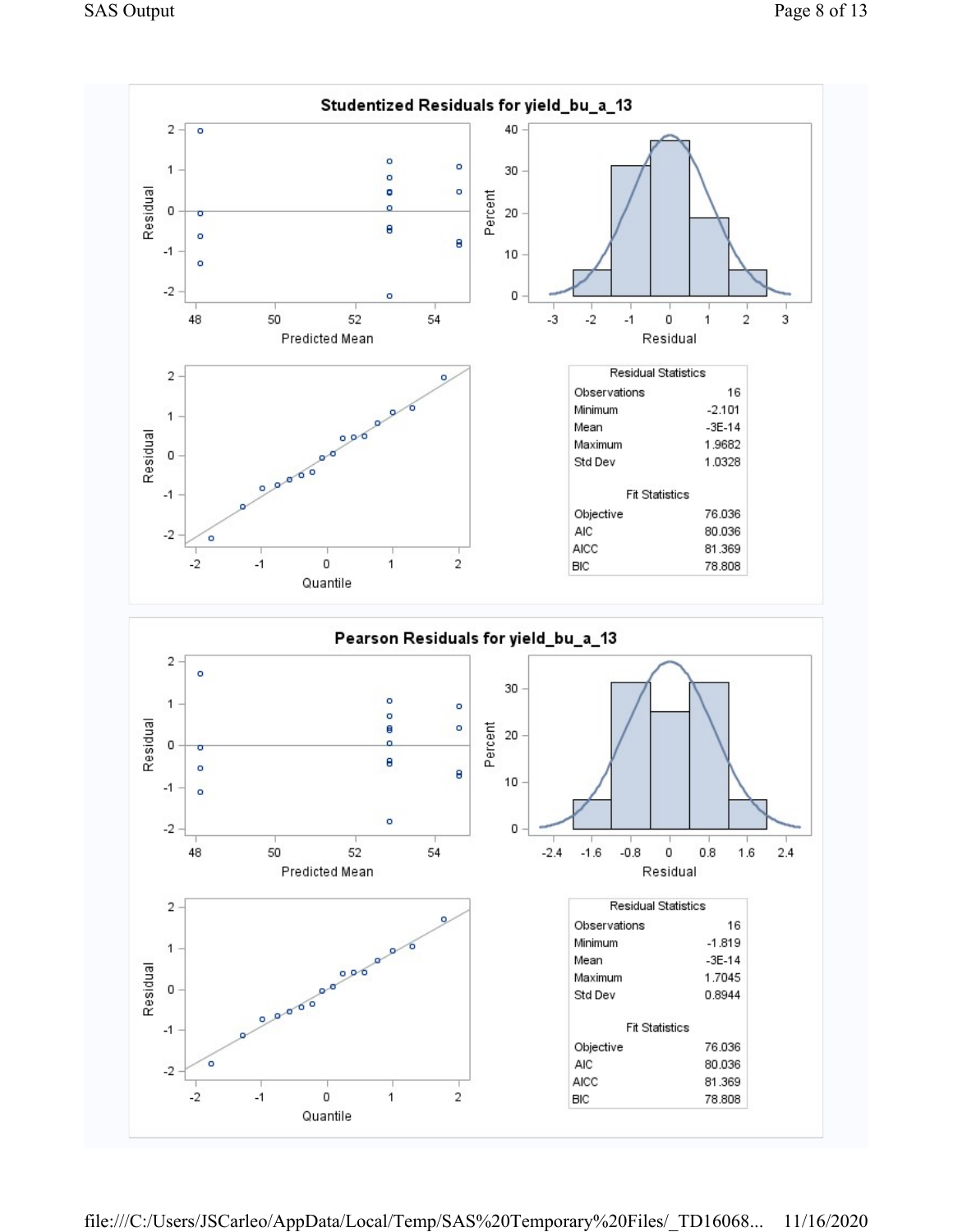## Studentized Residuals for yield_bu_a_13

Residual

Predicted Mean

48 50 52 54

Percent

Residual

-3 -2 -1 0 1 2 3

Residual

Quantile

-2 -1 0 1 2

| Residual Statistics | |
|---|---|
| Observations | 16 |
| Minimum | -2.101 |
| Mean | -3E-14 |
| Maximum | 1.9682 |
| Std Dev | 1.0328 |

| Fit Statistics | |
|---|---|
| Objective | 76.036 |
| AIC | 80.036 |
| AICC | 81.369 |
| BIC | 78.808 |

## Pearson Residuals for yield_bu_a_13

Residual

Predicted Mean

48 50 52 54

Percent

Residual

-2.4 -1.6 -0.8 0 0.8 1.6 2.4

Residual

Quantile

-2 -1 0 1 2

| Residual Statistics | |
|---|---|
| Observations | 16 |
| Minimum | -1.819 |
| Mean | -3E-14 |
| Maximum | 1.7045 |
| Std Dev | 0.8944 |

| Fit Statistics | |
|---|---|
| Objective | 76.036 |
| AIC | 80.036 |
| AICC | 81.369 |
| BIC | 78.808 |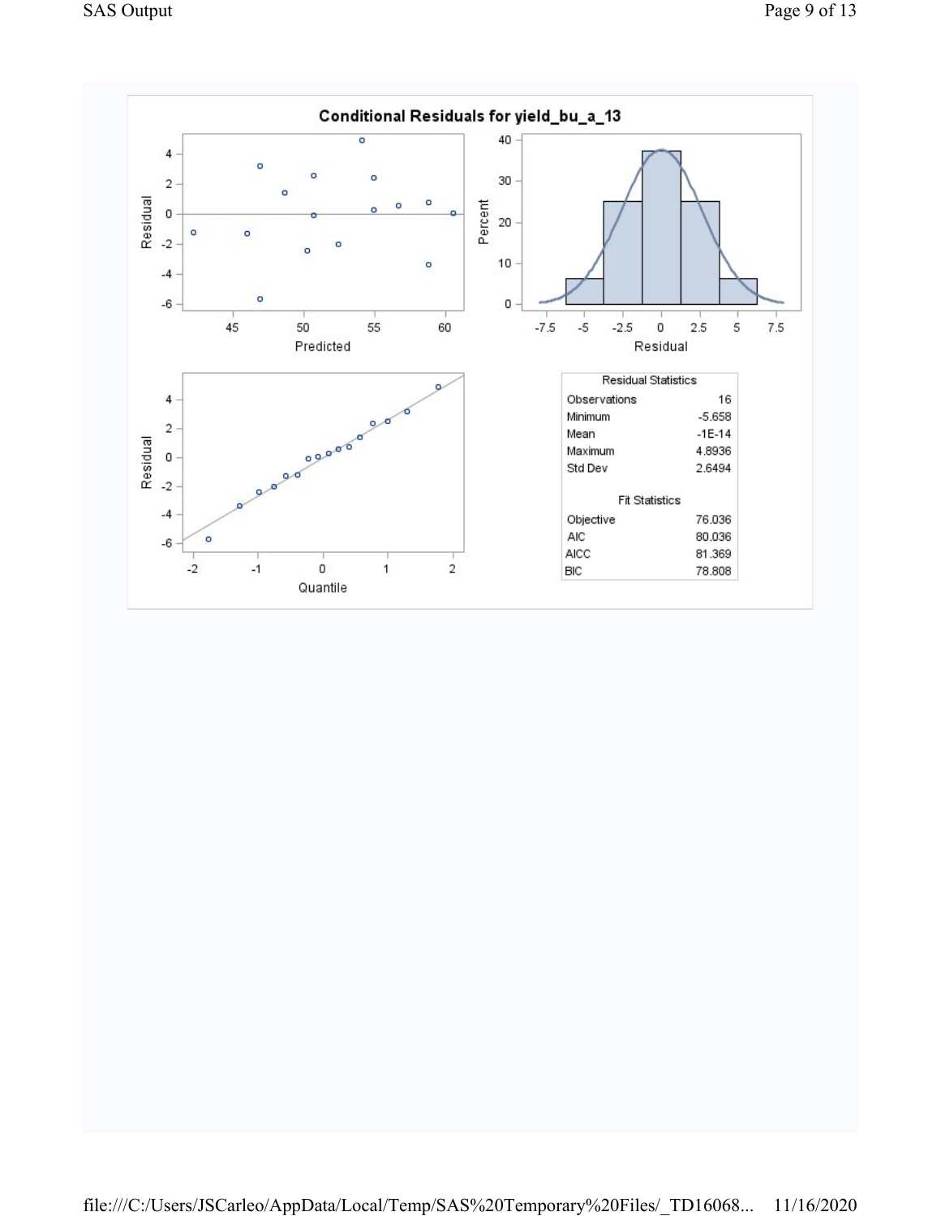**Conditional Residuals for yield_bu_a_13**

Residual

Predicted

45 50 55 60

4 2 0 -2 -4 -6

Percent

40 30 20 10 0

Residual

-7.5 -5 -2.5 0 2.5 5 7.5

Residual

Quantile

-2 -1 0 1 2

4 2 0 -2 -4 -6

Residual Statistics

Observations 16

Minimum -5.658

Mean -1E-14

Maximum 4.8936

Std Dev 2.6494

Fit Statistics

Objective 76.036

AIC 80.036

AICC 81.369

BIC 78.808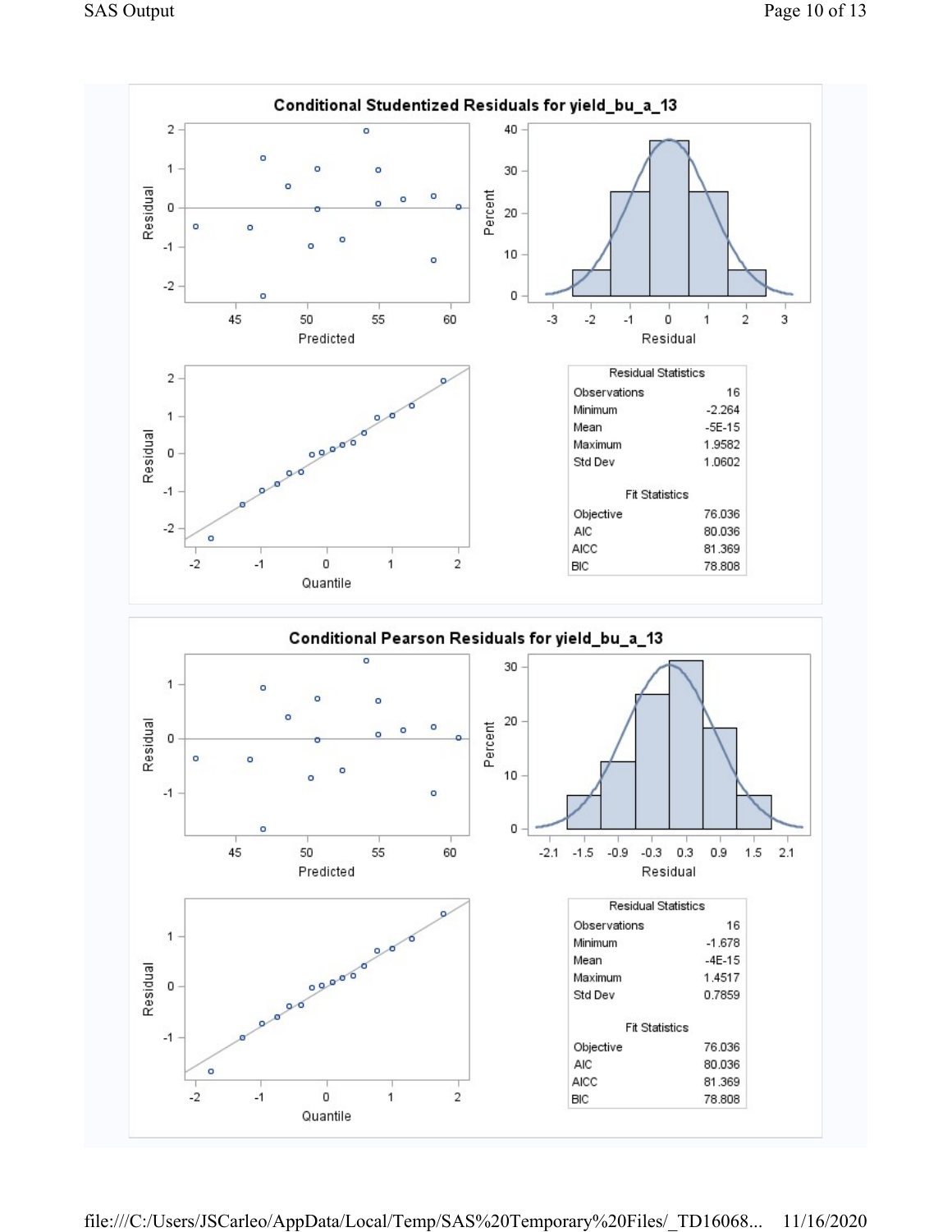## Conditional Studentized Residuals for yield_bu_a_13

Residual

Predicted

45 50 55 60

Percent

Residual

-3 -2 -1 0 1 2 3

Quantile

-2 -1 0 1 2

| Residual Statistics | |
|---|---|
| Observations | 16 |
| Minimum | -2.264 |
| Mean | -5E-15 |
| Maximum | 1.9582 |
| Std Dev | 1.0602 |

| Fit Statistics | |
|---|---|
| Objective | 76.036 |
| AIC | 80.036 |
| AICC | 81.369 |
| BIC | 78.808 |

## Conditional Pearson Residuals for yield_bu_a_13

Residual

Predicted

45 50 55 60

Percent

Residual

-2.1 -1.5 -0.9 -0.3 0.3 0.9 1.5 2.1

Quantile

-2 -1 0 1 2

| Residual Statistics | |
|---|---|
| Observations | 16 |
| Minimum | -1.678 |
| Mean | -4E-15 |
| Maximum | 1.4517 |
| Std Dev | 0.7859 |

| Fit Statistics | |
|---|---|
| Objective | 76.036 |
| AIC | 80.036 |
| AICC | 81.369 |
| BIC | 78.808 |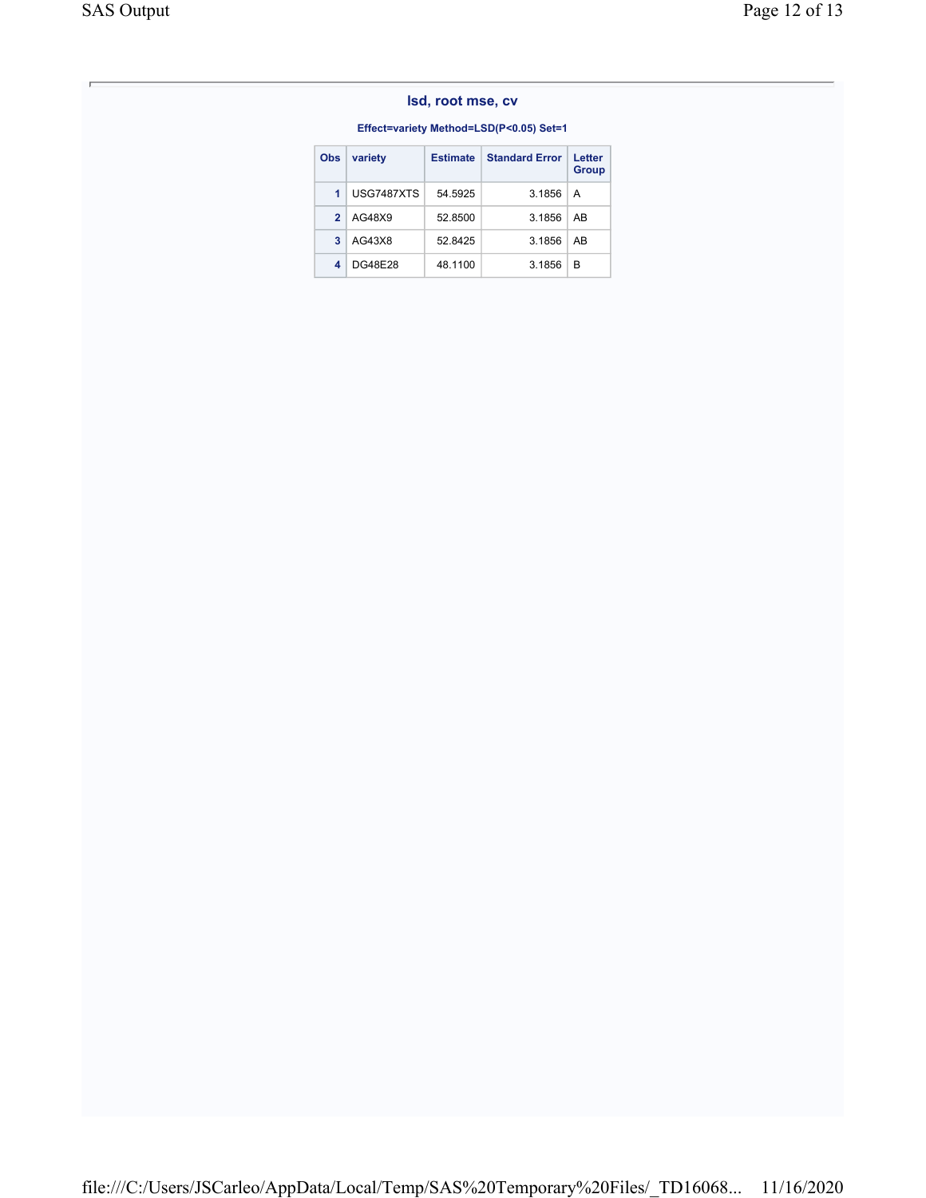## lsd, root mse, cv

**Effect=variety Method=LSD(P<0.05) Set=1**

| Obs | variety | Estimate | Standard Error | Letter Group |
|---|---|---|---|---|
| 1 | USG7487XTS | 54.5925 | 3.1856 | A |
| 2 | AG48X9 | 52.8500 | 3.1856 | AB |
| 3 | AG43X8 | 52.8425 | 3.1856 | AB |
| 4 | DG48E28 | 48.1100 | 3.1856 | B |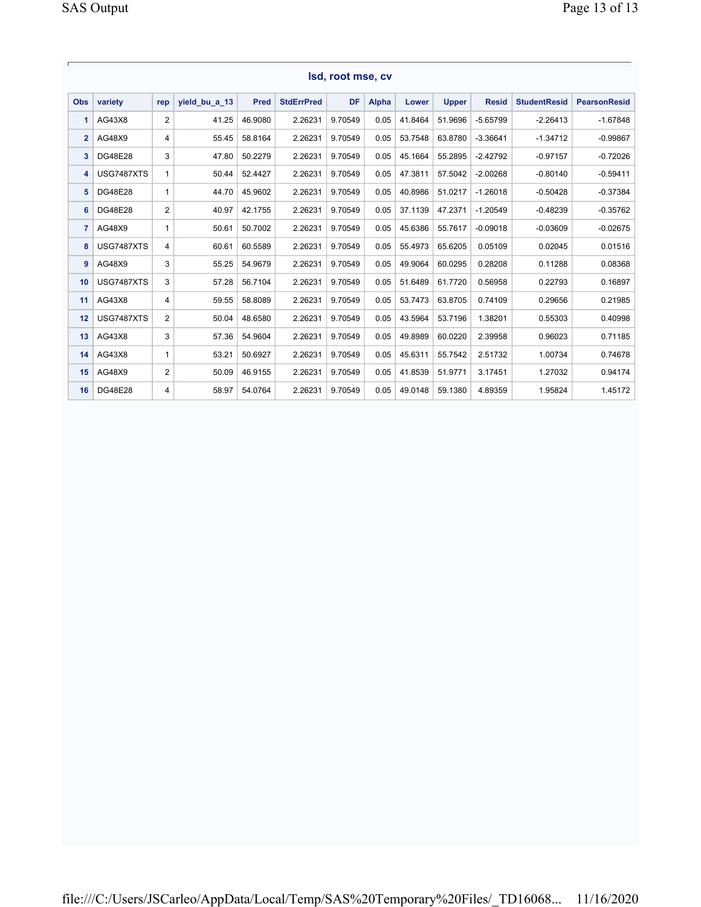## lsd, root mse, cv

| Obs | variety | rep | yield_bu_a_13 | Pred | StdErrPred | DF | Alpha | Lower | Upper | Resid | StudentResid | PearsonResid |
|---|---|---|---|---|---|---|---|---|---|---|---|---|
| 1 | AG43X8 | 2 | 41.25 | 46.9080 | 2.26231 | 9.70549 | 0.05 | 41.8464 | 51.9696 | -5.65799 | -2.26413 | -1.67848 |
| 2 | AG48X9 | 4 | 55.45 | 58.8164 | 2.26231 | 9.70549 | 0.05 | 53.7548 | 63.8780 | -3.36641 | -1.34712 | -0.99867 |
| 3 | DG48E28 | 3 | 47.80 | 50.2279 | 2.26231 | 9.70549 | 0.05 | 45.1664 | 55.2895 | -2.42792 | -0.97157 | -0.72026 |
| 4 | USG7487XTS | 1 | 50.44 | 52.4427 | 2.26231 | 9.70549 | 0.05 | 47.3811 | 57.5042 | -2.00268 | -0.80140 | -0.59411 |
| 5 | DG48E28 | 1 | 44.70 | 45.9602 | 2.26231 | 9.70549 | 0.05 | 40.8986 | 51.0217 | -1.26018 | -0.50428 | -0.37384 |
| 6 | DG48E28 | 2 | 40.97 | 42.1755 | 2.26231 | 9.70549 | 0.05 | 37.1139 | 47.2371 | -1.20549 | -0.48239 | -0.35762 |
| 7 | AG48X9 | 1 | 50.61 | 50.7002 | 2.26231 | 9.70549 | 0.05 | 45.6386 | 55.7617 | -0.09018 | -0.03609 | -0.02675 |
| 8 | USG7487XTS | 4 | 60.61 | 60.5589 | 2.26231 | 9.70549 | 0.05 | 55.4973 | 65.6205 | 0.05109 | 0.02045 | 0.01516 |
| 9 | AG48X9 | 3 | 55.25 | 54.9679 | 2.26231 | 9.70549 | 0.05 | 49.9064 | 60.0295 | 0.28208 | 0.11288 | 0.08368 |
| 10 | USG7487XTS | 3 | 57.28 | 56.7104 | 2.26231 | 9.70549 | 0.05 | 51.6489 | 61.7720 | 0.56958 | 0.22793 | 0.16897 |
| 11 | AG43X8 | 4 | 59.55 | 58.8089 | 2.26231 | 9.70549 | 0.05 | 53.7473 | 63.8705 | 0.74109 | 0.29656 | 0.21985 |
| 12 | USG7487XTS | 2 | 50.04 | 48.6580 | 2.26231 | 9.70549 | 0.05 | 43.5964 | 53.7196 | 1.38201 | 0.55303 | 0.40998 |
| 13 | AG43X8 | 3 | 57.36 | 54.9604 | 2.26231 | 9.70549 | 0.05 | 49.8989 | 60.0220 | 2.39958 | 0.96023 | 0.71185 |
| 14 | AG43X8 | 1 | 53.21 | 50.6927 | 2.26231 | 9.70549 | 0.05 | 45.6311 | 55.7542 | 2.51732 | 1.00734 | 0.74678 |
| 15 | AG48X9 | 2 | 50.09 | 46.9155 | 2.26231 | 9.70549 | 0.05 | 41.8539 | 51.9771 | 3.17451 | 1.27032 | 0.94174 |
| 16 | DG48E28 | 4 | 58.97 | 54.0764 | 2.26231 | 9.70549 | 0.05 | 49.0148 | 59.1380 | 4.89359 | 1.95824 | 1.45172 |